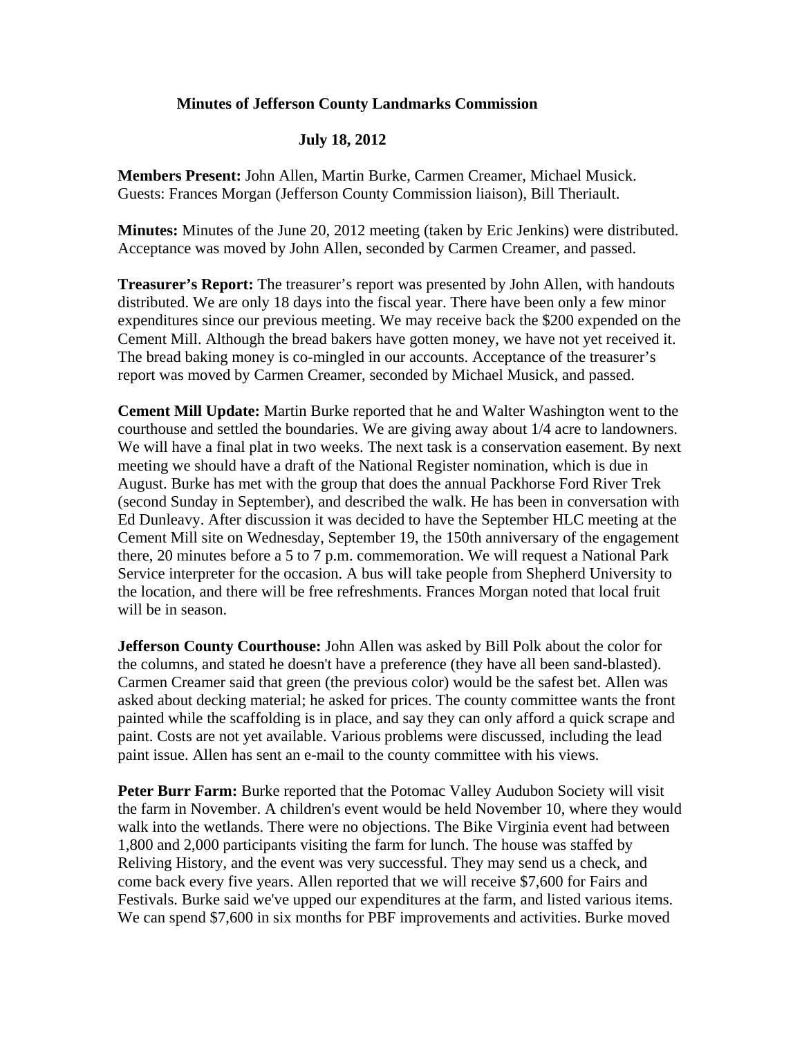# Minutes of Jefferson County Landmarks Commission

## July 18, 2012

**Members Present:** John Allen, Martin Burke, Carmen Creamer, Michael Musick. Guests: Frances Morgan (Jefferson County Commission liaison), Bill Theriault.

**Minutes:** Minutes of the June 20, 2012 meeting (taken by Eric Jenkins) were distributed. Acceptance was moved by John Allen, seconded by Carmen Creamer, and passed.

**Treasurer's Report:** The treasurer's report was presented by John Allen, with handouts distributed. We are only 18 days into the fiscal year. There have been only a few minor expenditures since our previous meeting. We may receive back the $200 expended on the Cement Mill. Although the bread bakers have gotten money, we have not yet received it. The bread baking money is co-mingled in our accounts. Acceptance of the treasurer's report was moved by Carmen Creamer, seconded by Michael Musick, and passed.

**Cement Mill Update:** Martin Burke reported that he and Walter Washington went to the courthouse and settled the boundaries. We are giving away about 1/4 acre to landowners. We will have a final plat in two weeks. The next task is a conservation easement. By next meeting we should have a draft of the National Register nomination, which is due in August. Burke has met with the group that does the annual Packhorse Ford River Trek (second Sunday in September), and described the walk. He has been in conversation with Ed Dunleavy. After discussion it was decided to have the September HLC meeting at the Cement Mill site on Wednesday, September 19, the 150th anniversary of the engagement there, 20 minutes before a 5 to 7 p.m. commemoration. We will request a National Park Service interpreter for the occasion. A bus will take people from Shepherd University to the location, and there will be free refreshments. Frances Morgan noted that local fruit will be in season.

**Jefferson County Courthouse:** John Allen was asked by Bill Polk about the color for the columns, and stated he doesn't have a preference (they have all been sand-blasted). Carmen Creamer said that green (the previous color) would be the safest bet. Allen was asked about decking material; he asked for prices. The county committee wants the front painted while the scaffolding is in place, and say they can only afford a quick scrape and paint. Costs are not yet available. Various problems were discussed, including the lead paint issue. Allen has sent an e-mail to the county committee with his views.

**Peter Burr Farm:** Burke reported that the Potomac Valley Audubon Society will visit the farm in November. A children's event would be held November 10, where they would walk into the wetlands. There were no objections. The Bike Virginia event had between 1,800 and 2,000 participants visiting the farm for lunch. The house was staffed by Reliving History, and the event was very successful. They may send us a check, and come back every five years. Allen reported that we will receive $7,600 for Fairs and Festivals. Burke said we've upped our expenditures at the farm, and listed various items. We can spend $7,600 in six months for PBF improvements and activities. Burke moved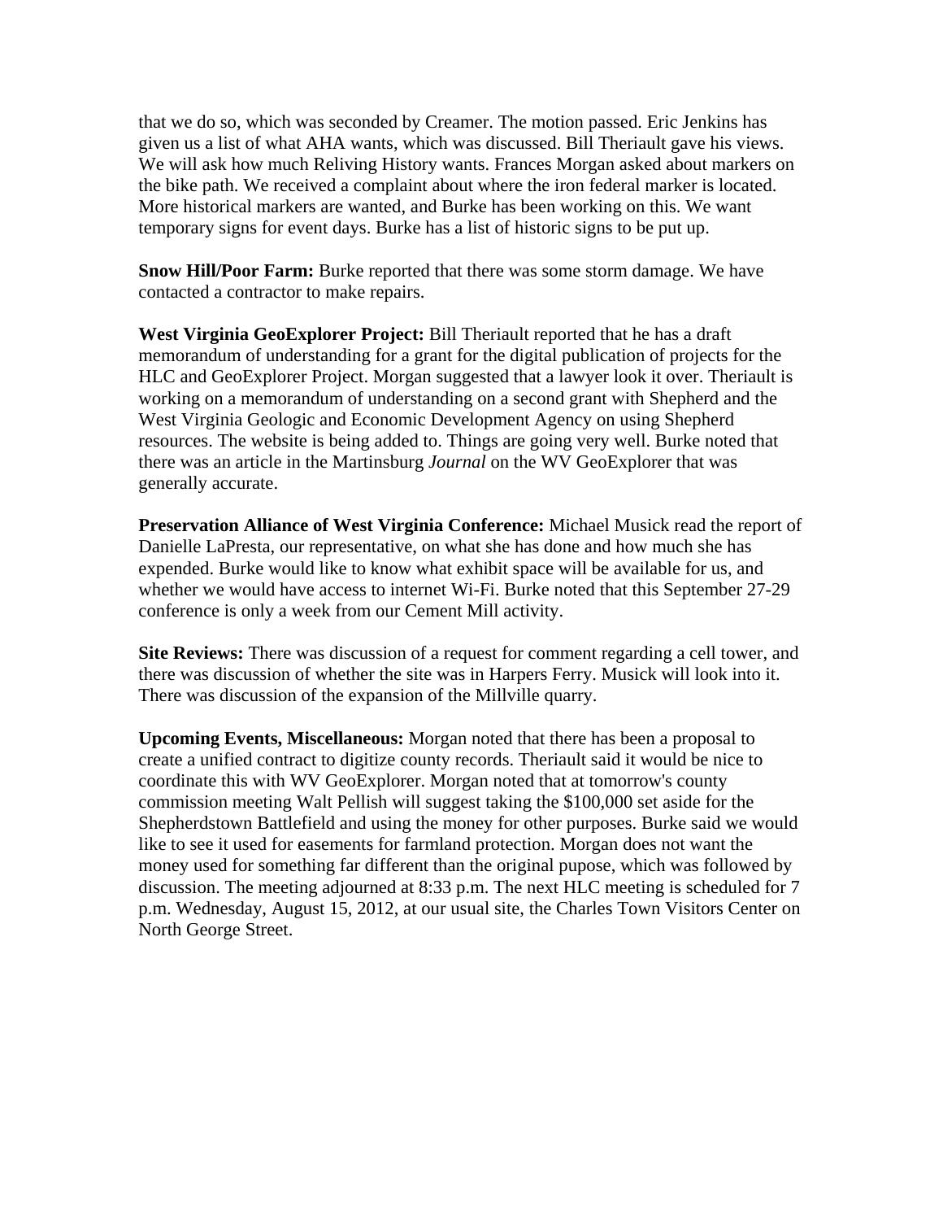that we do so, which was seconded by Creamer. The motion passed. Eric Jenkins has given us a list of what AHA wants, which was discussed. Bill Theriault gave his views. We will ask how much Reliving History wants. Frances Morgan asked about markers on the bike path. We received a complaint about where the iron federal marker is located. More historical markers are wanted, and Burke has been working on this. We want temporary signs for event days. Burke has a list of historic signs to be put up.

**Snow Hill/Poor Farm:** Burke reported that there was some storm damage. We have contacted a contractor to make repairs.

**West Virginia GeoExplorer Project:** Bill Theriault reported that he has a draft memorandum of understanding for a grant for the digital publication of projects for the HLC and GeoExplorer Project. Morgan suggested that a lawyer look it over. Theriault is working on a memorandum of understanding on a second grant with Shepherd and the West Virginia Geologic and Economic Development Agency on using Shepherd resources. The website is being added to. Things are going very well. Burke noted that there was an article in the Martinsburg *Journal* on the WV GeoExplorer that was generally accurate.

**Preservation Alliance of West Virginia Conference:** Michael Musick read the report of Danielle LaPresta, our representative, on what she has done and how much she has expended. Burke would like to know what exhibit space will be available for us, and whether we would have access to internet Wi-Fi. Burke noted that this September 27-29 conference is only a week from our Cement Mill activity.

**Site Reviews:** There was discussion of a request for comment regarding a cell tower, and there was discussion of whether the site was in Harpers Ferry. Musick will look into it. There was discussion of the expansion of the Millville quarry.

**Upcoming Events, Miscellaneous:** Morgan noted that there has been a proposal to create a unified contract to digitize county records. Theriault said it would be nice to coordinate this with WV GeoExplorer. Morgan noted that at tomorrow's county commission meeting Walt Pellish will suggest taking the $100,000 set aside for the Shepherdstown Battlefield and using the money for other purposes. Burke said we would like to see it used for easements for farmland protection. Morgan does not want the money used for something far different than the original pupose, which was followed by discussion. The meeting adjourned at 8:33 p.m. The next HLC meeting is scheduled for 7 p.m. Wednesday, August 15, 2012, at our usual site, the Charles Town Visitors Center on North George Street.